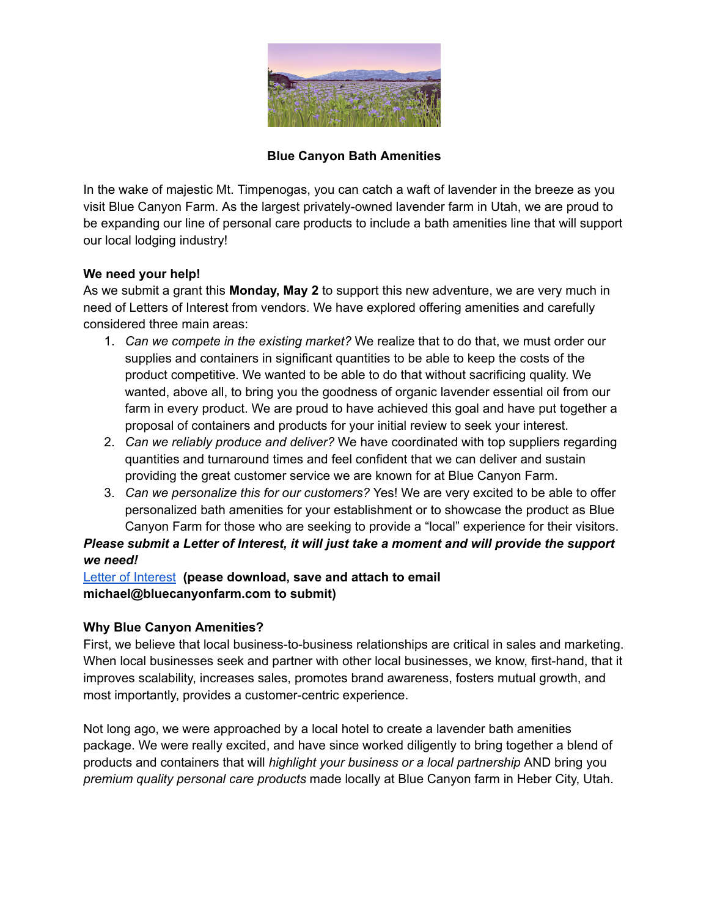**Blue Canyon Bath Amenities**

In the wake of majestic Mt. Timpenogas, you can catch a waft of lavender in the breeze as you visit Blue Canyon Farm. As the largest privately-owned lavender farm in Utah, we are proud to be expanding our line of personal care products to include a bath amenities line that will support our local lodging industry!

**We need your help!**

As we submit a grant this **Monday, May 2** to support this new adventure, we are very much in need of Letters of Interest from vendors. We have explored offering amenities and carefully considered three main areas:

1. *Can we compete in the existing market?* We realize that to do that, we must order our supplies and containers in significant quantities to be able to keep the costs of the product competitive. We wanted to be able to do that without sacrificing quality. We wanted, above all, to bring you the goodness of organic lavender essential oil from our farm in every product. We are proud to have achieved this goal and have put together a proposal of containers and products for your initial review to seek your interest.
2. *Can we reliably produce and deliver?* We have coordinated with top suppliers regarding quantities and turnaround times and feel confident that we can deliver and sustain providing the great customer service we are known for at Blue Canyon Farm.
3. *Can we personalize this for our customers?* Yes! We are very excited to be able to offer personalized bath amenities for your establishment or to showcase the product as Blue Canyon Farm for those who are seeking to provide a "local" experience for their visitors.

***Please submit a Letter of Interest, it will just take a moment and will provide the support we need!***

Letter of Interest **(pease download, save and attach to email michael@bluecanyonfarm.com to submit)**

**Why Blue Canyon Amenities?**

First, we believe that local business-to-business relationships are critical in sales and marketing. When local businesses seek and partner with other local businesses, we know, first-hand, that it improves scalability, increases sales, promotes brand awareness, fosters mutual growth, and most importantly, provides a customer-centric experience.

Not long ago, we were approached by a local hotel to create a lavender bath amenities package. We were really excited, and have since worked diligently to bring together a blend of products and containers that will *highlight your business or a local partnership* AND bring you *premium quality personal care products* made locally at Blue Canyon farm in Heber City, Utah.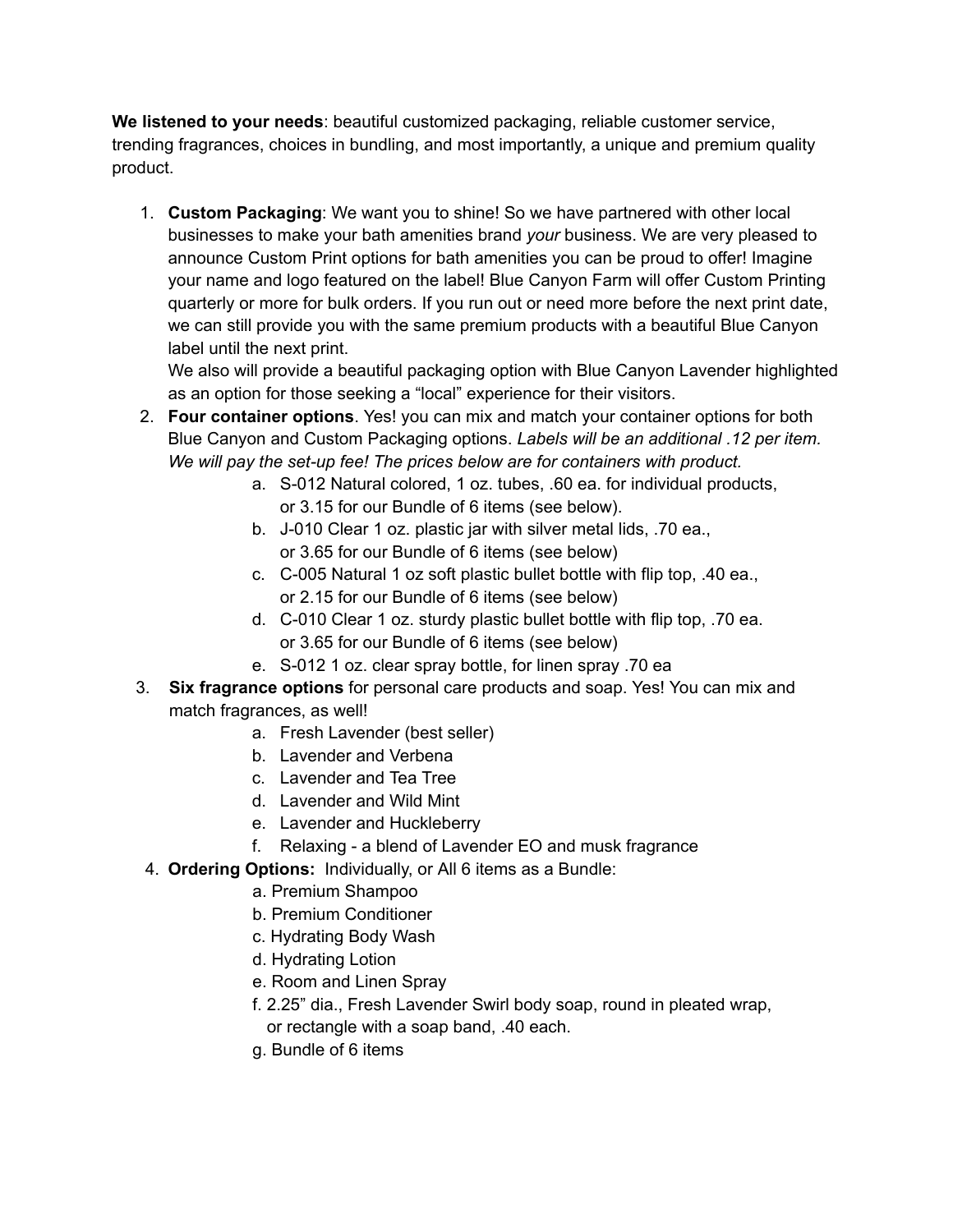**We listened to your needs**: beautiful customized packaging, reliable customer service, trending fragrances, choices in bundling, and most importantly, a unique and premium quality product.

1. **Custom Packaging**: We want you to shine! So we have partnered with other local businesses to make your bath amenities brand *your* business. We are very pleased to announce Custom Print options for bath amenities you can be proud to offer! Imagine your name and logo featured on the label! Blue Canyon Farm will offer Custom Printing quarterly or more for bulk orders. If you run out or need more before the next print date, we can still provide you with the same premium products with a beautiful Blue Canyon label until the next print.
   We also will provide a beautiful packaging option with Blue Canyon Lavender highlighted as an option for those seeking a "local" experience for their visitors.
2. **Four container options**. Yes! you can mix and match your container options for both Blue Canyon and Custom Packaging options. *Labels will be an additional .12 per item. We will pay the set-up fee! The prices below are for containers with product.*
   a. S-012 Natural colored, 1 oz. tubes, .60 ea. for individual products, or 3.15 for our Bundle of 6 items (see below).
   b. J-010 Clear 1 oz. plastic jar with silver metal lids, .70 ea., or 3.65 for our Bundle of 6 items (see below)
   c. C-005 Natural 1 oz soft plastic bullet bottle with flip top, .40 ea., or 2.15 for our Bundle of 6 items (see below)
   d. C-010 Clear 1 oz. sturdy plastic bullet bottle with flip top, .70 ea. or 3.65 for our Bundle of 6 items (see below)
   e. S-012 1 oz. clear spray bottle, for linen spray .70 ea
3. **Six fragrance options** for personal care products and soap. Yes! You can mix and match fragrances, as well!
   a. Fresh Lavender (best seller)
   b. Lavender and Verbena
   c. Lavender and Tea Tree
   d. Lavender and Wild Mint
   e. Lavender and Huckleberry
   f. Relaxing - a blend of Lavender EO and musk fragrance
4. **Ordering Options:** Individually, or All 6 items as a Bundle:
   a. Premium Shampoo
   b. Premium Conditioner
   c. Hydrating Body Wash
   d. Hydrating Lotion
   e. Room and Linen Spray
   f. 2.25" dia., Fresh Lavender Swirl body soap, round in pleated wrap, or rectangle with a soap band, .40 each.
   g. Bundle of 6 items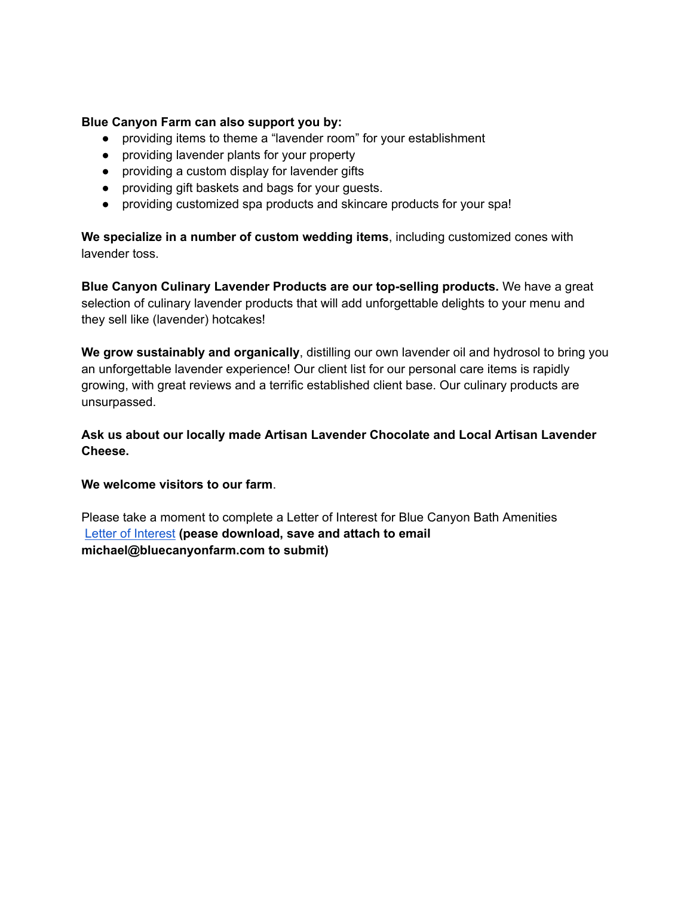**Blue Canyon Farm can also support you by:**

- providing items to theme a “lavender room” for your establishment
- providing lavender plants for your property
- providing a custom display for lavender gifts
- providing gift baskets and bags for your guests.
- providing customized spa products and skincare products for your spa!

**We specialize in a number of custom wedding items**, including customized cones with lavender toss.

**Blue Canyon Culinary Lavender Products are our top-selling products.** We have a great selection of culinary lavender products that will add unforgettable delights to your menu and they sell like (lavender) hotcakes!

**We grow sustainably and organically**, distilling our own lavender oil and hydrosol to bring you an unforgettable lavender experience! Our client list for our personal care items is rapidly growing, with great reviews and a terrific established client base. Our culinary products are unsurpassed.

**Ask us about our locally made Artisan Lavender Chocolate and Local Artisan Lavender Cheese.**

**We welcome visitors to our farm**.

Please take a moment to complete a Letter of Interest for Blue Canyon Bath Amenities
Letter of Interest **(pease download, save and attach to email michael@bluecanyonfarm.com to submit)**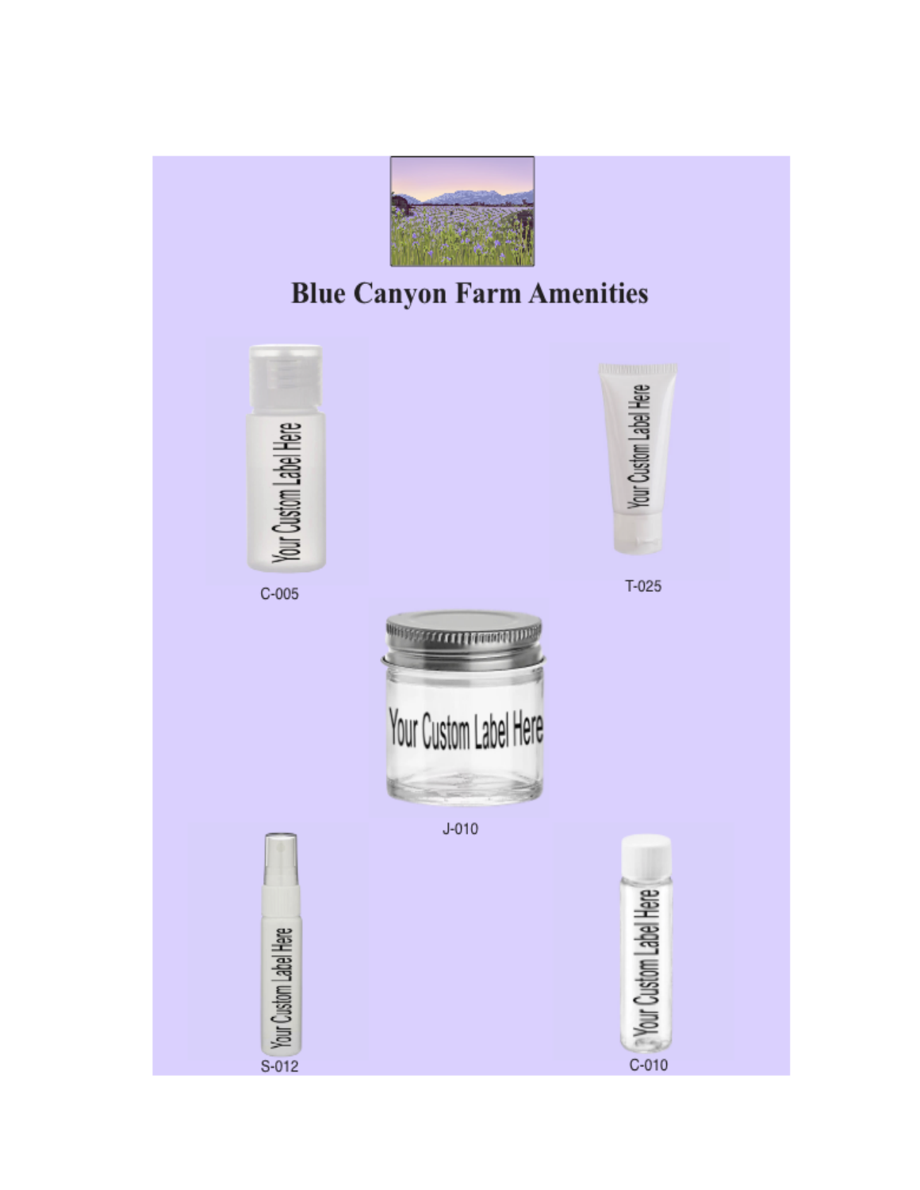# Blue Canyon Farm Amenities

C-005

T-025

J-010

S-012

C-010